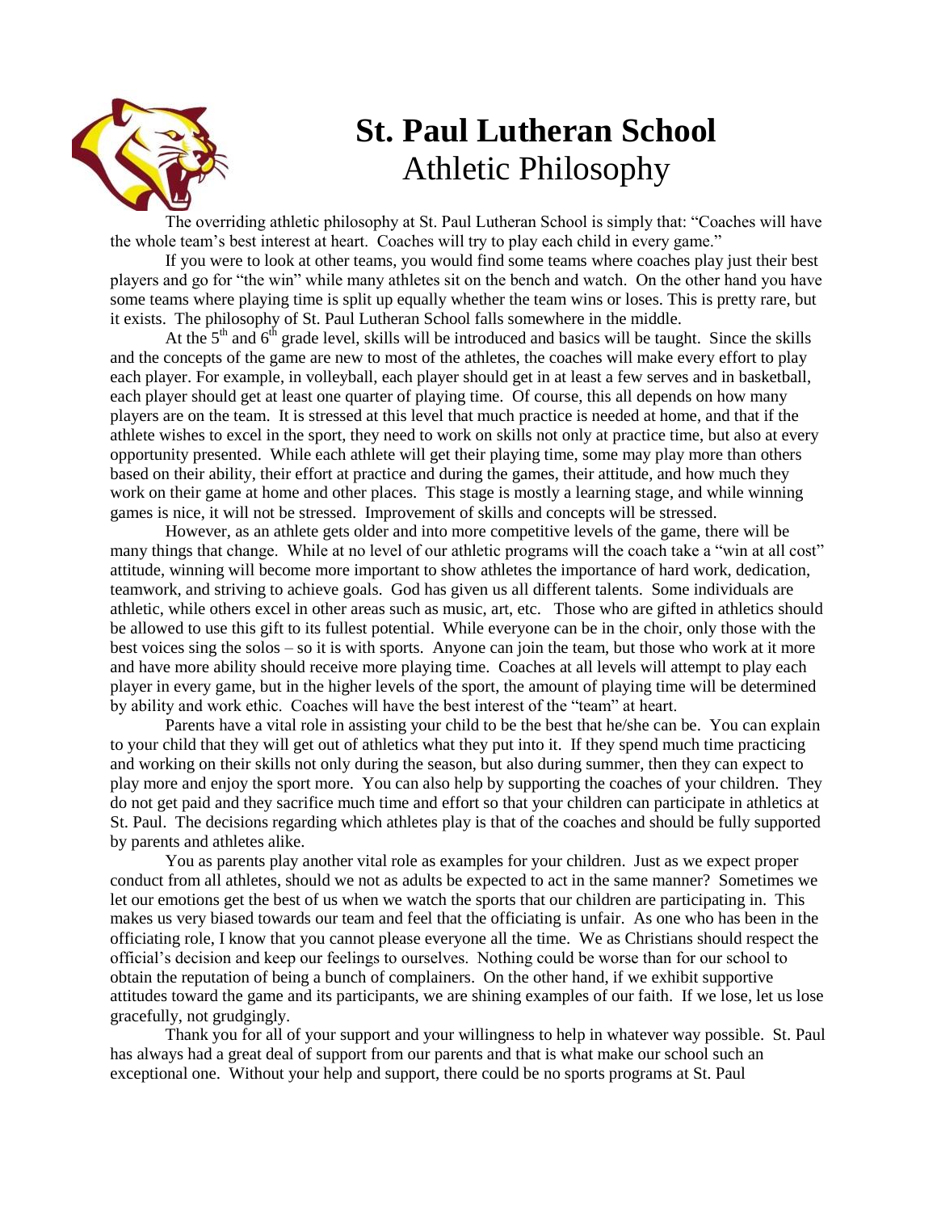# St. Paul Lutheran School
## Athletic Philosophy

The overriding athletic philosophy at St. Paul Lutheran School is simply that: "Coaches will have the whole team's best interest at heart. Coaches will try to play each child in every game."

If you were to look at other teams, you would find some teams where coaches play just their best players and go for "the win" while many athletes sit on the bench and watch. On the other hand you have some teams where playing time is split up equally whether the team wins or loses. This is pretty rare, but it exists. The philosophy of St. Paul Lutheran School falls somewhere in the middle.

At the 5th and 6th grade level, skills will be introduced and basics will be taught. Since the skills and the concepts of the game are new to most of the athletes, the coaches will make every effort to play each player. For example, in volleyball, each player should get in at least a few serves and in basketball, each player should get at least one quarter of playing time. Of course, this all depends on how many players are on the team. It is stressed at this level that much practice is needed at home, and that if the athlete wishes to excel in the sport, they need to work on skills not only at practice time, but also at every opportunity presented. While each athlete will get their playing time, some may play more than others based on their ability, their effort at practice and during the games, their attitude, and how much they work on their game at home and other places. This stage is mostly a learning stage, and while winning games is nice, it will not be stressed. Improvement of skills and concepts will be stressed.

However, as an athlete gets older and into more competitive levels of the game, there will be many things that change. While at no level of our athletic programs will the coach take a "win at all cost" attitude, winning will become more important to show athletes the importance of hard work, dedication, teamwork, and striving to achieve goals. God has given us all different talents. Some individuals are athletic, while others excel in other areas such as music, art, etc. Those who are gifted in athletics should be allowed to use this gift to its fullest potential. While everyone can be in the choir, only those with the best voices sing the solos – so it is with sports. Anyone can join the team, but those who work at it more and have more ability should receive more playing time. Coaches at all levels will attempt to play each player in every game, but in the higher levels of the sport, the amount of playing time will be determined by ability and work ethic. Coaches will have the best interest of the "team" at heart.

Parents have a vital role in assisting your child to be the best that he/she can be. You can explain to your child that they will get out of athletics what they put into it. If they spend much time practicing and working on their skills not only during the season, but also during summer, then they can expect to play more and enjoy the sport more. You can also help by supporting the coaches of your children. They do not get paid and they sacrifice much time and effort so that your children can participate in athletics at St. Paul. The decisions regarding which athletes play is that of the coaches and should be fully supported by parents and athletes alike.

You as parents play another vital role as examples for your children. Just as we expect proper conduct from all athletes, should we not as adults be expected to act in the same manner? Sometimes we let our emotions get the best of us when we watch the sports that our children are participating in. This makes us very biased towards our team and feel that the officiating is unfair. As one who has been in the officiating role, I know that you cannot please everyone all the time. We as Christians should respect the official's decision and keep our feelings to ourselves. Nothing could be worse than for our school to obtain the reputation of being a bunch of complainers. On the other hand, if we exhibit supportive attitudes toward the game and its participants, we are shining examples of our faith. If we lose, let us lose gracefully, not grudgingly.

Thank you for all of your support and your willingness to help in whatever way possible. St. Paul has always had a great deal of support from our parents and that is what make our school such an exceptional one. Without your help and support, there could be no sports programs at St. Paul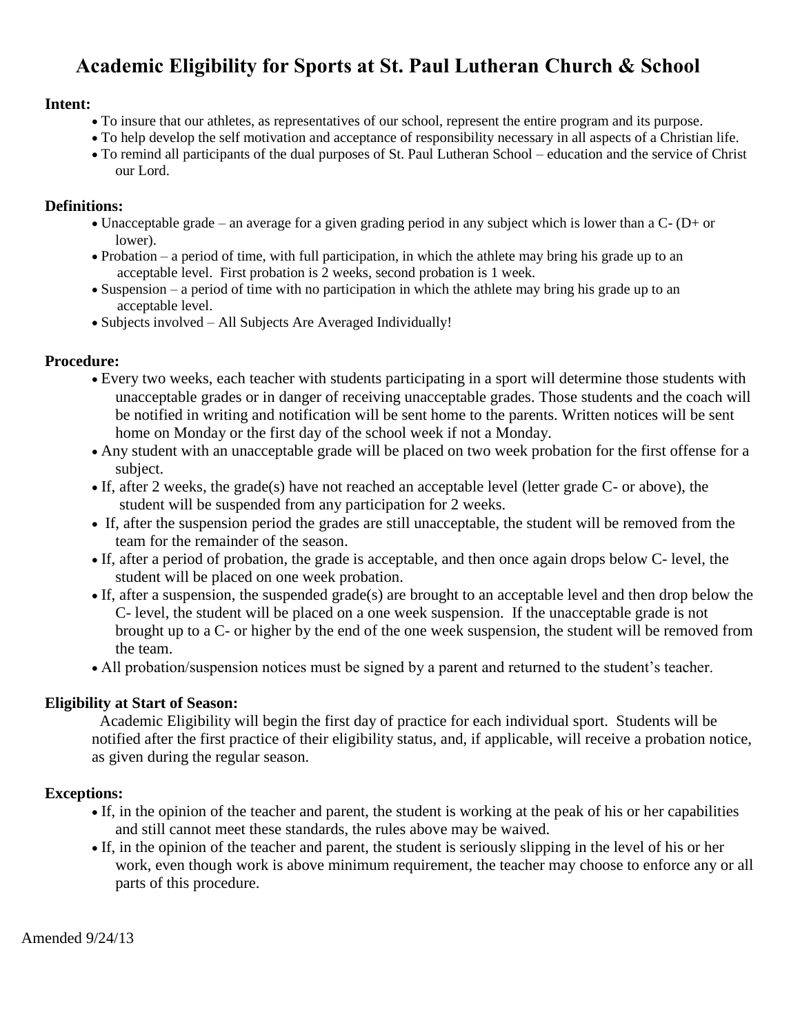# Academic Eligibility for Sports at St. Paul Lutheran Church & School

**Intent:**

- To insure that our athletes, as representatives of our school, represent the entire program and its purpose.
- To help develop the self motivation and acceptance of responsibility necessary in all aspects of a Christian life.
- To remind all participants of the dual purposes of St. Paul Lutheran School – education and the service of Christ our Lord.

**Definitions:**

- Unacceptable grade – an average for a given grading period in any subject which is lower than a C- (D+ or lower).
- Probation – a period of time, with full participation, in which the athlete may bring his grade up to an acceptable level. First probation is 2 weeks, second probation is 1 week.
- Suspension – a period of time with no participation in which the athlete may bring his grade up to an acceptable level.
- Subjects involved – All Subjects Are Averaged Individually!

**Procedure:**

- Every two weeks, each teacher with students participating in a sport will determine those students with unacceptable grades or in danger of receiving unacceptable grades. Those students and the coach will be notified in writing and notification will be sent home to the parents. Written notices will be sent home on Monday or the first day of the school week if not a Monday.
- Any student with an unacceptable grade will be placed on two week probation for the first offense for a subject.
- If, after 2 weeks, the grade(s) have not reached an acceptable level (letter grade C- or above), the student will be suspended from any participation for 2 weeks.
- If, after the suspension period the grades are still unacceptable, the student will be removed from the team for the remainder of the season.
- If, after a period of probation, the grade is acceptable, and then once again drops below C- level, the student will be placed on one week probation.
- If, after a suspension, the suspended grade(s) are brought to an acceptable level and then drop below the C- level, the student will be placed on a one week suspension. If the unacceptable grade is not brought up to a C- or higher by the end of the one week suspension, the student will be removed from the team.
- All probation/suspension notices must be signed by a parent and returned to the student's teacher.

**Eligibility at Start of Season:**

Academic Eligibility will begin the first day of practice for each individual sport. Students will be notified after the first practice of their eligibility status, and, if applicable, will receive a probation notice, as given during the regular season.

**Exceptions:**

- If, in the opinion of the teacher and parent, the student is working at the peak of his or her capabilities and still cannot meet these standards, the rules above may be waived.
- If, in the opinion of the teacher and parent, the student is seriously slipping in the level of his or her work, even though work is above minimum requirement, the teacher may choose to enforce any or all parts of this procedure.

Amended 9/24/13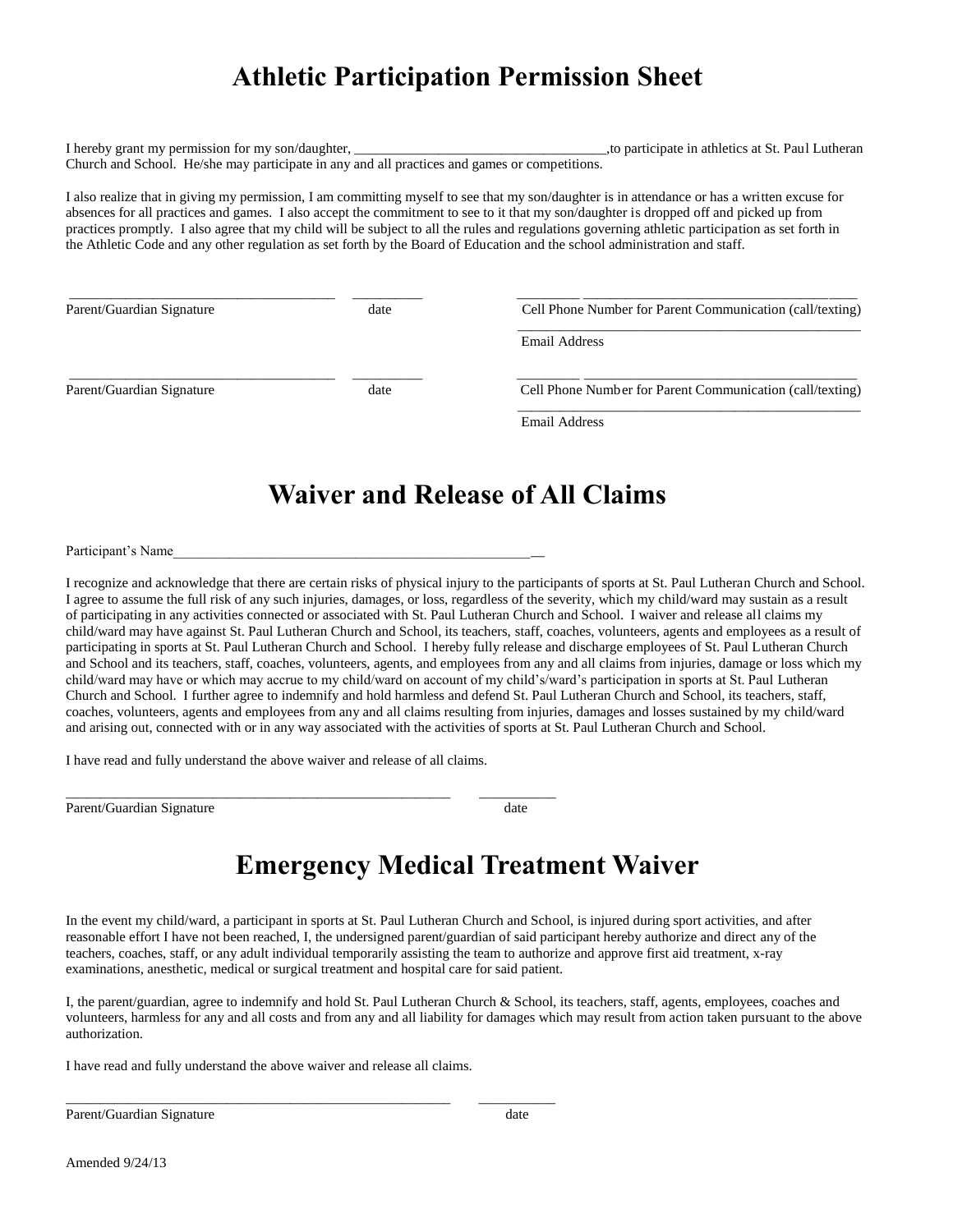# Athletic Participation Permission Sheet

I hereby grant my permission for my son/daughter, ___________________________________,to participate in athletics at St. Paul Lutheran Church and School. He/she may participate in any and all practices and games or competitions.

I also realize that in giving my permission, I am committing myself to see that my son/daughter is in attendance or has a written excuse for absences for all practices and games. I also accept the commitment to see to it that my son/daughter is dropped off and picked up from practices promptly. I also agree that my child will be subject to all the rules and regulations governing athletic participation as set forth in the Athletic Code and any other regulation as set forth by the Board of Education and the school administration and staff.

_____________________________________ __________ ________________________________________________

Parent/Guardian Signature date Cell Phone Number for Parent Communication (call/texting)

________________________________________________

Email Address

_____________________________________ __________ ________________________________________________

Parent/Guardian Signature date Cell Phone Number for Parent Communication (call/texting)

________________________________________________

Email Address

# Waiver and Release of All Claims

Participant's Name_____________________________________________________

I recognize and acknowledge that there are certain risks of physical injury to the participants of sports at St. Paul Lutheran Church and School. I agree to assume the full risk of any such injuries, damages, or loss, regardless of the severity, which my child/ward may sustain as a result of participating in any activities connected or associated with St. Paul Lutheran Church and School. I waiver and release all claims my child/ward may have against St. Paul Lutheran Church and School, its teachers, staff, coaches, volunteers, agents and employees as a result of participating in sports at St. Paul Lutheran Church and School. I hereby fully release and discharge employees of St. Paul Lutheran Church and School and its teachers, staff, coaches, volunteers, agents, and employees from any and all claims from injuries, damage or loss which my child/ward may have or which may accrue to my child/ward on account of my child's/ward's participation in sports at St. Paul Lutheran Church and School. I further agree to indemnify and hold harmless and defend St. Paul Lutheran Church and School, its teachers, staff, coaches, volunteers, agents and employees from any and all claims resulting from injuries, damages and losses sustained by my child/ward and arising out, connected with or in any way associated with the activities of sports at St. Paul Lutheran Church and School.

I have read and fully understand the above waiver and release of all claims.

______________________________________________________ ___________

Parent/Guardian Signature date

# Emergency Medical Treatment Waiver

In the event my child/ward, a participant in sports at St. Paul Lutheran Church and School, is injured during sport activities, and after reasonable effort I have not been reached, I, the undersigned parent/guardian of said participant hereby authorize and direct any of the teachers, coaches, staff, or any adult individual temporarily assisting the team to authorize and approve first aid treatment, x-ray examinations, anesthetic, medical or surgical treatment and hospital care for said patient.

I, the parent/guardian, agree to indemnify and hold St. Paul Lutheran Church & School, its teachers, staff, agents, employees, coaches and volunteers, harmless for any and all costs and from any and all liability for damages which may result from action taken pursuant to the above authorization.

I have read and fully understand the above waiver and release all claims.

______________________________________________________ ___________

Parent/Guardian Signature date

Amended 9/24/13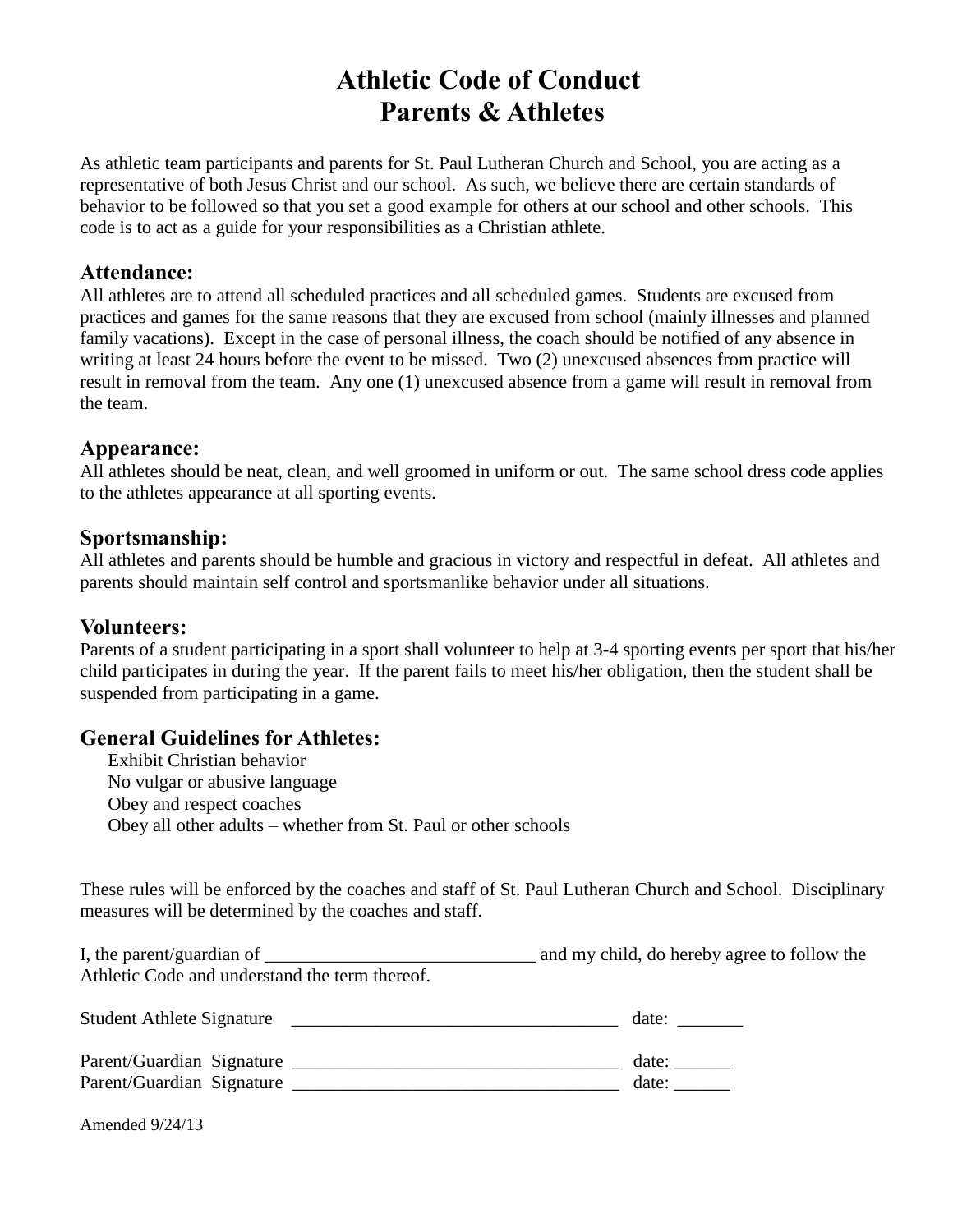# Athletic Code of Conduct
# Parents & Athletes

As athletic team participants and parents for St. Paul Lutheran Church and School, you are acting as a representative of both Jesus Christ and our school. As such, we believe there are certain standards of behavior to be followed so that you set a good example for others at our school and other schools. This code is to act as a guide for your responsibilities as a Christian athlete.

## Attendance:

All athletes are to attend all scheduled practices and all scheduled games. Students are excused from practices and games for the same reasons that they are excused from school (mainly illnesses and planned family vacations). Except in the case of personal illness, the coach should be notified of any absence in writing at least 24 hours before the event to be missed. Two (2) unexcused absences from practice will result in removal from the team. Any one (1) unexcused absence from a game will result in removal from the team.

## Appearance:

All athletes should be neat, clean, and well groomed in uniform or out. The same school dress code applies to the athletes appearance at all sporting events.

## Sportsmanship:

All athletes and parents should be humble and gracious in victory and respectful in defeat. All athletes and parents should maintain self control and sportsmanlike behavior under all situations.

## Volunteers:

Parents of a student participating in a sport shall volunteer to help at 3-4 sporting events per sport that his/her child participates in during the year. If the parent fails to meet his/her obligation, then the student shall be suspended from participating in a game.

## General Guidelines for Athletes:

- Exhibit Christian behavior
- No vulgar or abusive language
- Obey and respect coaches
- Obey all other adults – whether from St. Paul or other schools

These rules will be enforced by the coaches and staff of St. Paul Lutheran Church and School. Disciplinary measures will be determined by the coaches and staff.

I, the parent/guardian of _____________________________ and my child, do hereby agree to follow the Athletic Code and understand the term thereof.

Student Athlete Signature ___________________________________ date: _______

Parent/Guardian Signature ___________________________________ date: ______

Parent/Guardian Signature ___________________________________ date: ______

Amended 9/24/13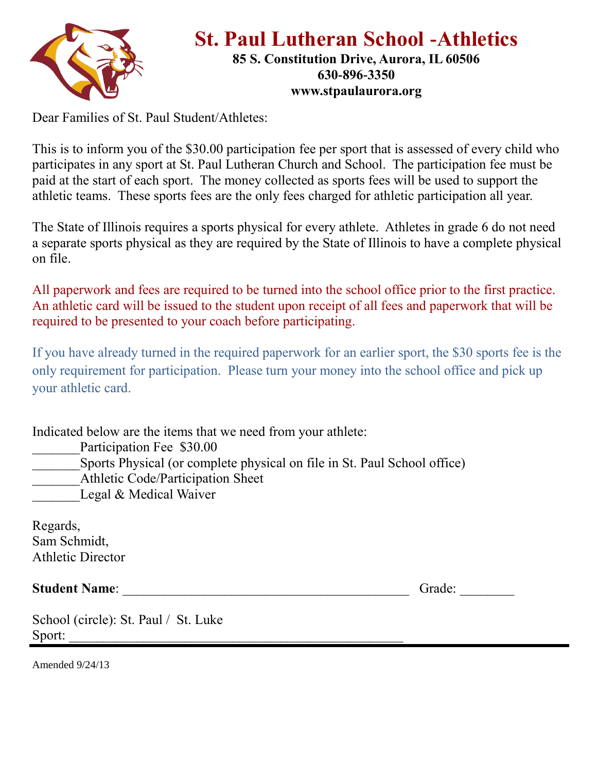# St. Paul Lutheran School -Athletics

**85 S. Constitution Drive, Aurora, IL 60506**
**630-896-3350**
**www.stpaulaurora.org**

Dear Families of St. Paul Student/Athletes:

This is to inform you of the $30.00 participation fee per sport that is assessed of every child who participates in any sport at St. Paul Lutheran Church and School. The participation fee must be paid at the start of each sport. The money collected as sports fees will be used to support the athletic teams. These sports fees are the only fees charged for athletic participation all year.

The State of Illinois requires a sports physical for every athlete. Athletes in grade 6 do not need a separate sports physical as they are required by the State of Illinois to have a complete physical on file.

All paperwork and fees are required to be turned into the school office prior to the first practice. An athletic card will be issued to the student upon receipt of all fees and paperwork that will be required to be presented to your coach before participating.

If you have already turned in the required paperwork for an earlier sport, the $30 sports fee is the only requirement for participation. Please turn your money into the school office and pick up your athletic card.

Indicated below are the items that we need from your athlete:
_______Participation Fee  $30.00
_______Sports Physical (or complete physical on file in St. Paul School office)
_______Athletic Code/Participation Sheet
_______Legal & Medical Waiver

Regards,
Sam Schmidt,
Athletic Director

**Student Name**: ________________________________________ Grade: ________

School (circle): St. Paul / St. Luke
Sport: __________________________________________________

Amended 9/24/13